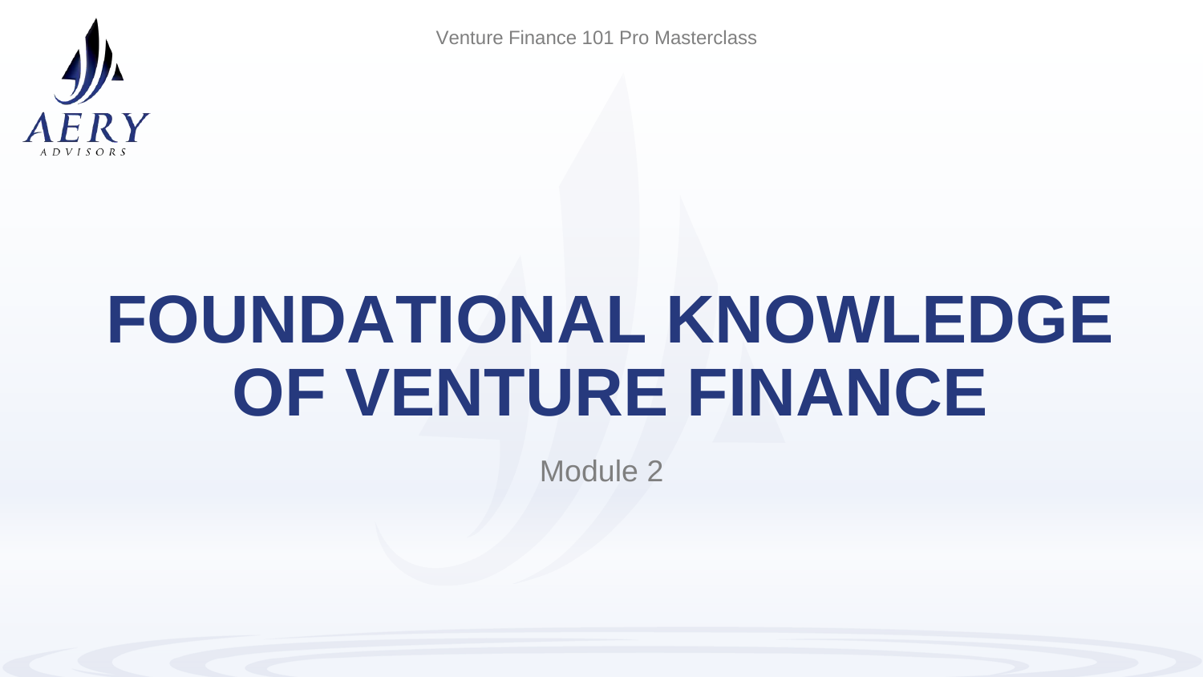# FOUNDATIONAL KNOWLEDGE OF VENTURE FINANCE

Module 2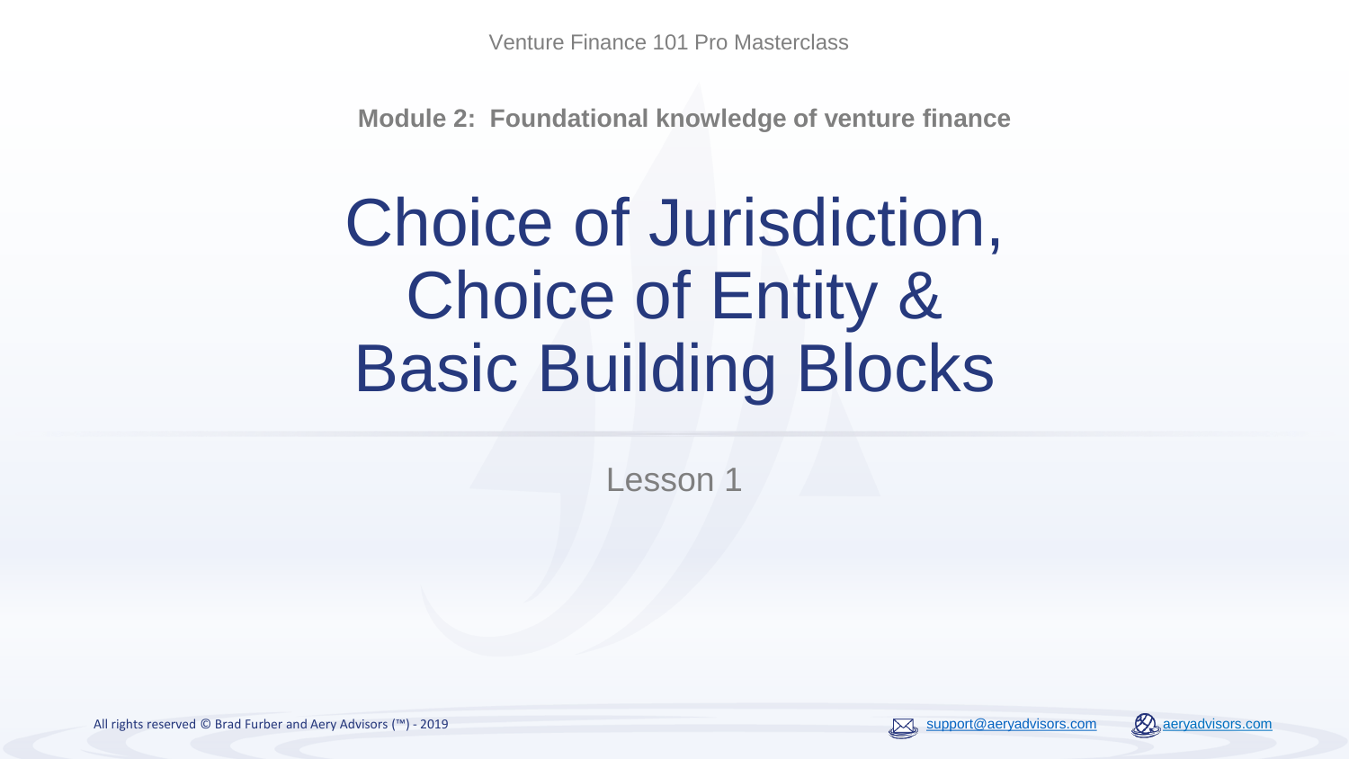Venture Finance 101 Pro Masterclass

**Module 2: Foundational knowledge of venture finance**

# Choice of Jurisdiction, Choice of Entity & Basic Building Blocks

Lesson 1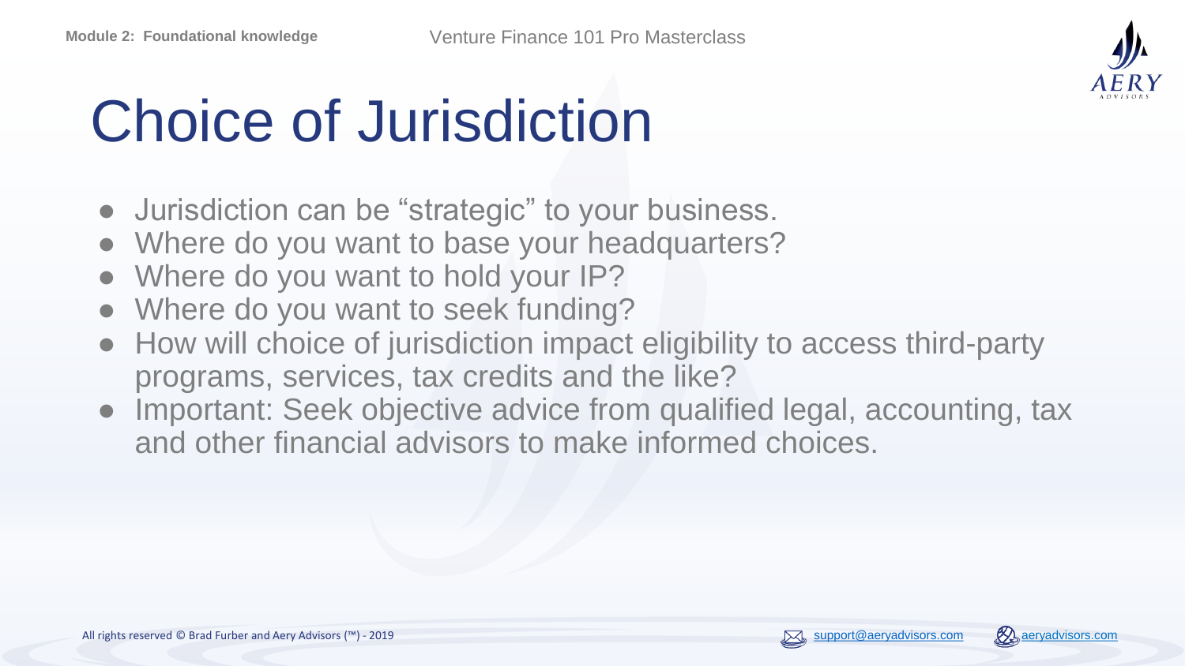# Choice of Jurisdiction

- Jurisdiction can be "strategic" to your business.
- Where do you want to base your headquarters?
- Where do you want to hold your IP?
- Where do you want to seek funding?
- How will choice of jurisdiction impact eligibility to access third-party programs, services, tax credits and the like?
- Important: Seek objective advice from qualified legal, accounting, tax and other financial advisors to make informed choices.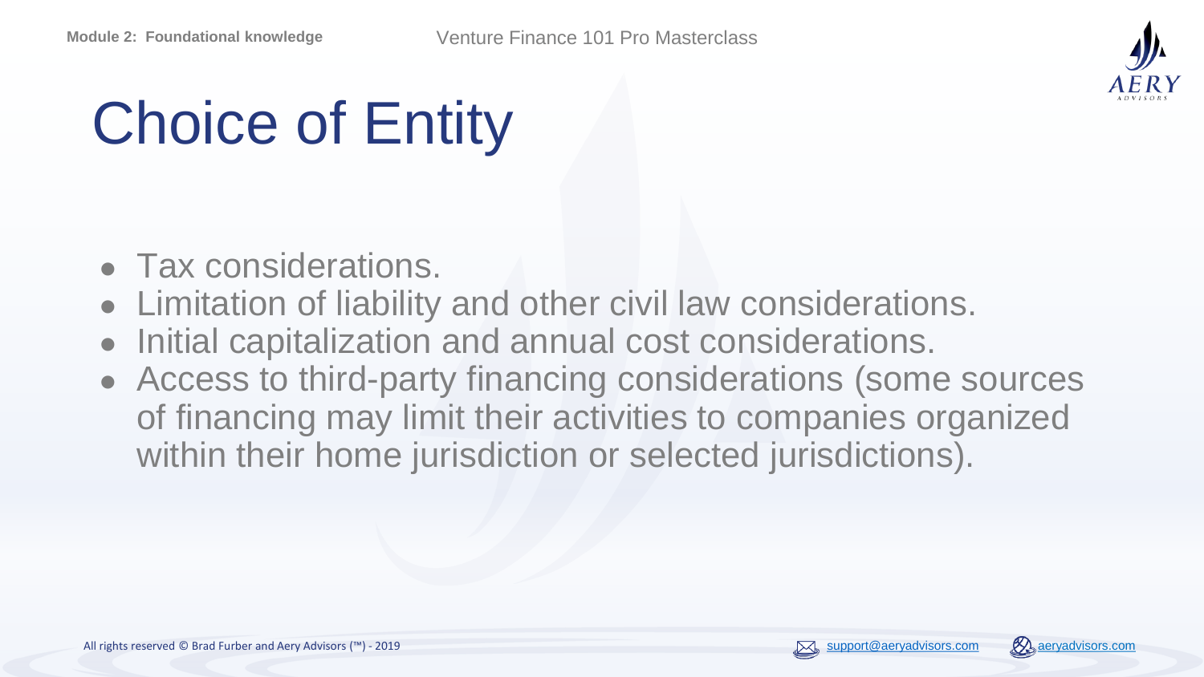# Choice of Entity

- Tax considerations.
- Limitation of liability and other civil law considerations.
- Initial capitalization and annual cost considerations.
- Access to third-party financing considerations (some sources of financing may limit their activities to companies organized within their home jurisdiction or selected jurisdictions).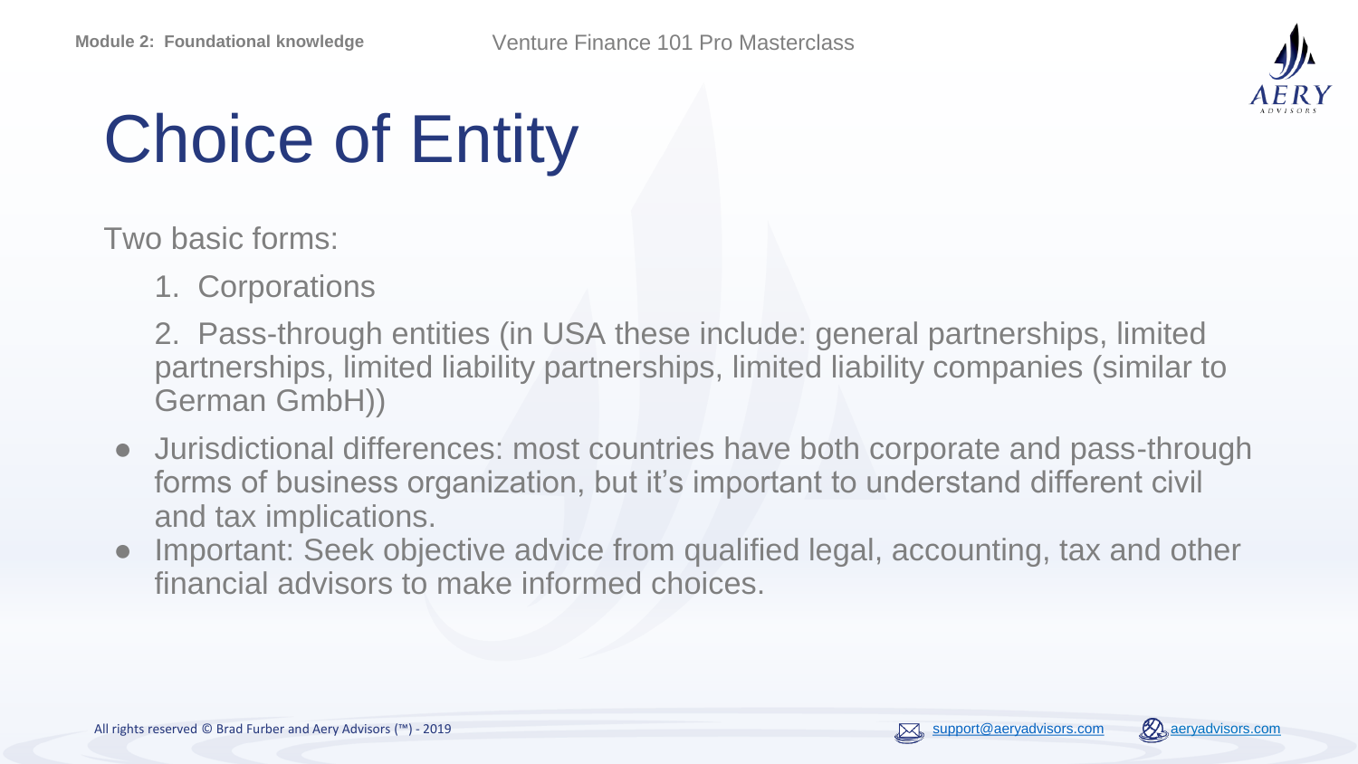# Choice of Entity

Two basic forms:

1. Corporations
2. Pass-through entities (in USA these include: general partnerships, limited partnerships, limited liability partnerships, limited liability companies (similar to German GmbH))

- Jurisdictional differences: most countries have both corporate and pass-through forms of business organization, but it's important to understand different civil and tax implications.
- Important: Seek objective advice from qualified legal, accounting, tax and other financial advisors to make informed choices.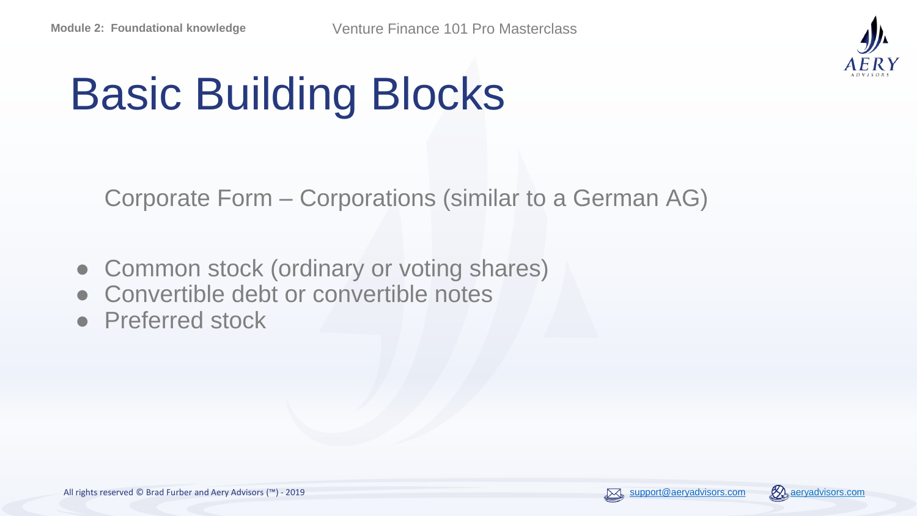# Basic Building Blocks

Corporate Form – Corporations (similar to a German AG)

- Common stock (ordinary or voting shares)
- Convertible debt or convertible notes
- Preferred stock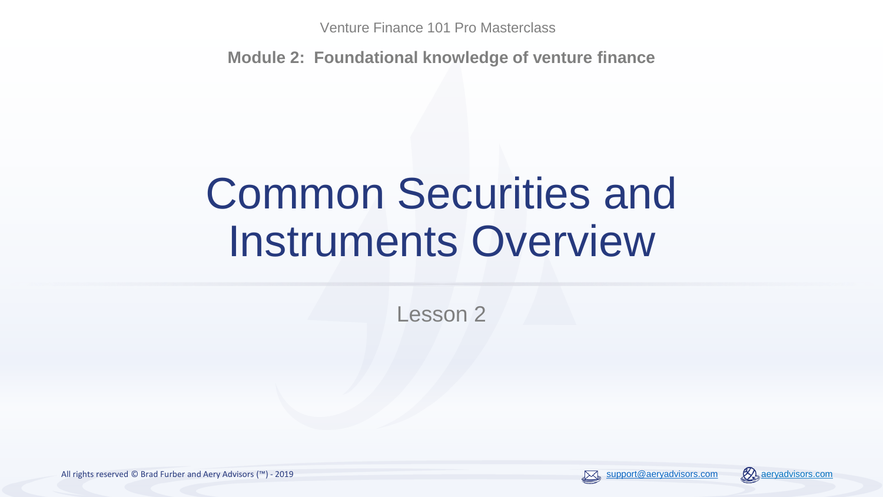Venture Finance 101 Pro Masterclass

**Module 2: Foundational knowledge of venture finance**

# Common Securities and Instruments Overview

Lesson 2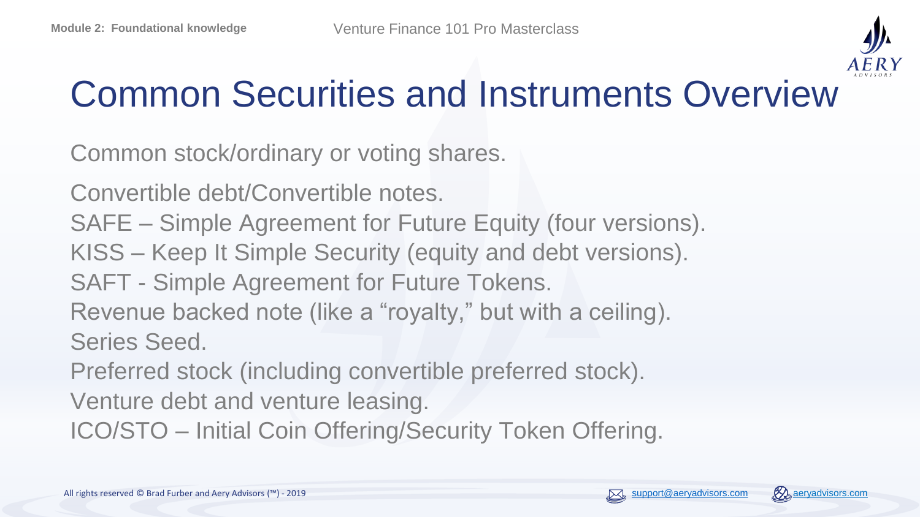# Common Securities and Instruments Overview

Common stock/ordinary or voting shares.

Convertible debt/Convertible notes.
SAFE – Simple Agreement for Future Equity (four versions).
KISS – Keep It Simple Security (equity and debt versions).
SAFT - Simple Agreement for Future Tokens.
Revenue backed note (like a "royalty," but with a ceiling).
Series Seed.
Preferred stock (including convertible preferred stock).
Venture debt and venture leasing.
ICO/STO – Initial Coin Offering/Security Token Offering.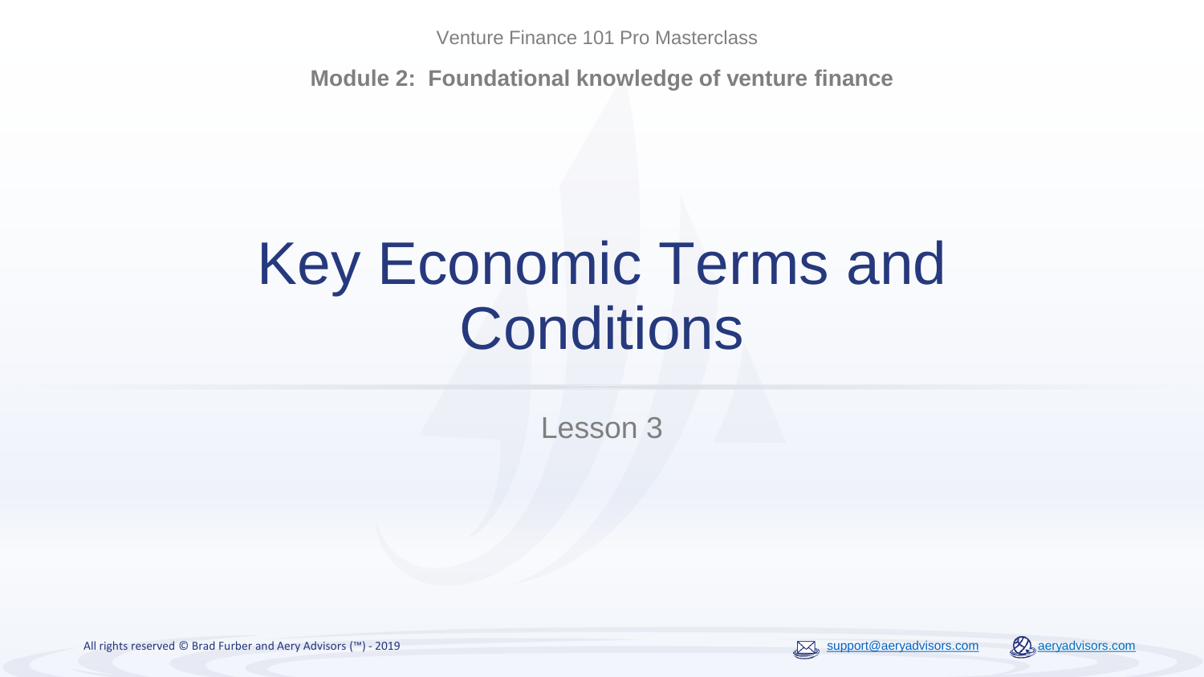Venture Finance 101 Pro Masterclass

**Module 2: Foundational knowledge of venture finance**

# Key Economic Terms and Conditions

Lesson 3

All rights reserved © Brad Furber and Aery Advisors (™) - 2019

support@aeryadvisors.com

aeryadvisors.com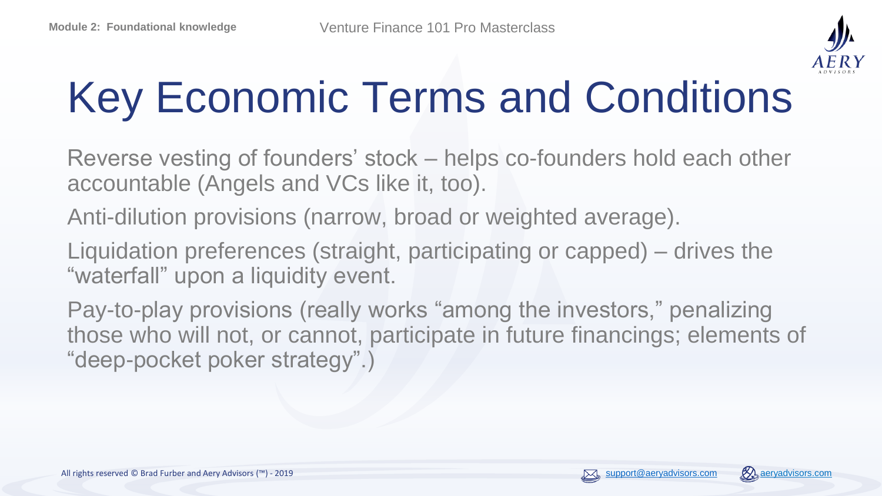# Key Economic Terms and Conditions

Reverse vesting of founders' stock – helps co-founders hold each other accountable (Angels and VCs like it, too).

Anti-dilution provisions (narrow, broad or weighted average).

Liquidation preferences (straight, participating or capped) – drives the "waterfall" upon a liquidity event.

Pay-to-play provisions (really works "among the investors," penalizing those who will not, or cannot, participate in future financings; elements of "deep-pocket poker strategy".)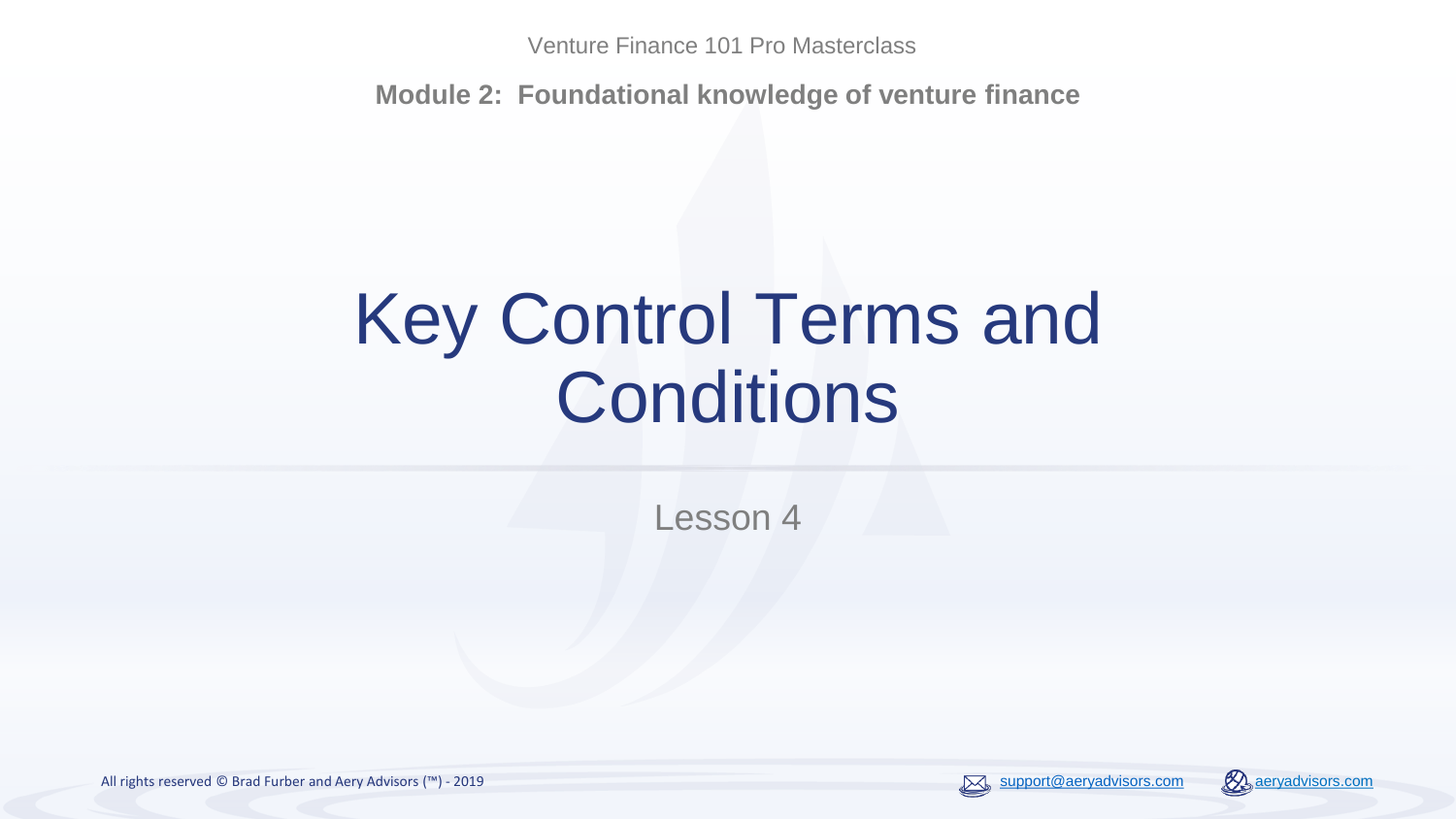Venture Finance 101 Pro Masterclass

**Module 2: Foundational knowledge of venture finance**

# Key Control Terms and Conditions

Lesson 4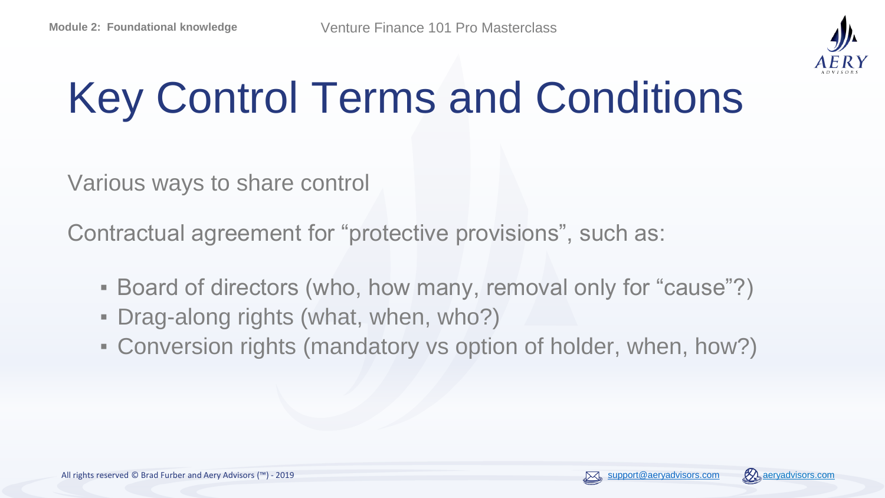# Key Control Terms and Conditions

Various ways to share control

Contractual agreement for “protective provisions”, such as:

- Board of directors (who, how many, removal only for “cause”?)
- Drag-along rights (what, when, who?)
- Conversion rights (mandatory vs option of holder, when, how?)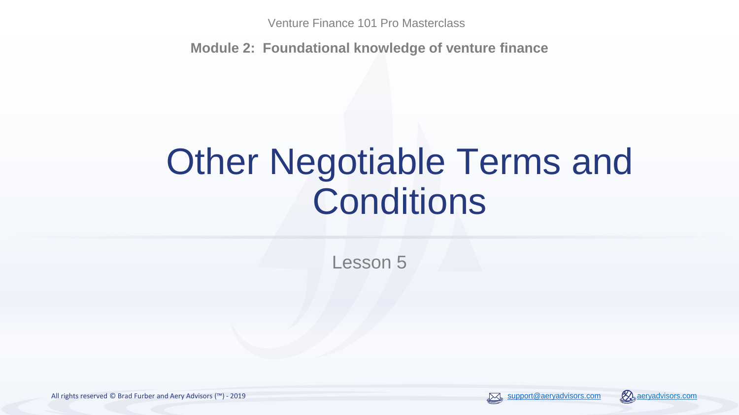Venture Finance 101 Pro Masterclass

**Module 2: Foundational knowledge of venture finance**

# Other Negotiable Terms and Conditions

Lesson 5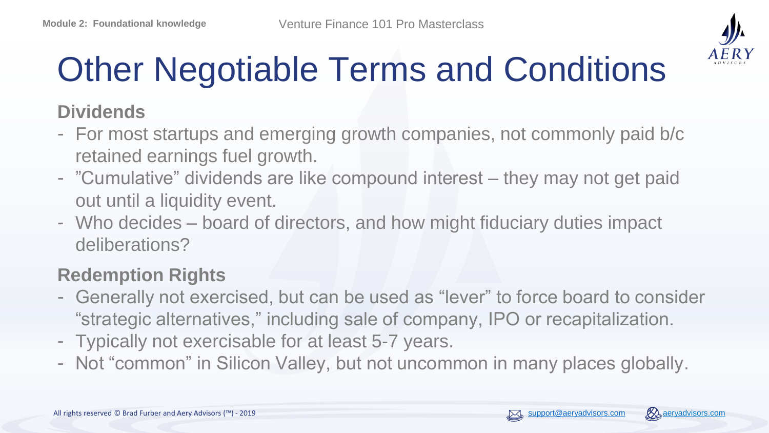# Other Negotiable Terms and Conditions

## Dividends

- For most startups and emerging growth companies, not commonly paid b/c retained earnings fuel growth.
- ”Cumulative” dividends are like compound interest – they may not get paid out until a liquidity event.
- Who decides – board of directors, and how might fiduciary duties impact deliberations?

## Redemption Rights

- Generally not exercised, but can be used as “lever” to force board to consider “strategic alternatives,” including sale of company, IPO or recapitalization.
- Typically not exercisable for at least 5-7 years.
- Not “common” in Silicon Valley, but not uncommon in many places globally.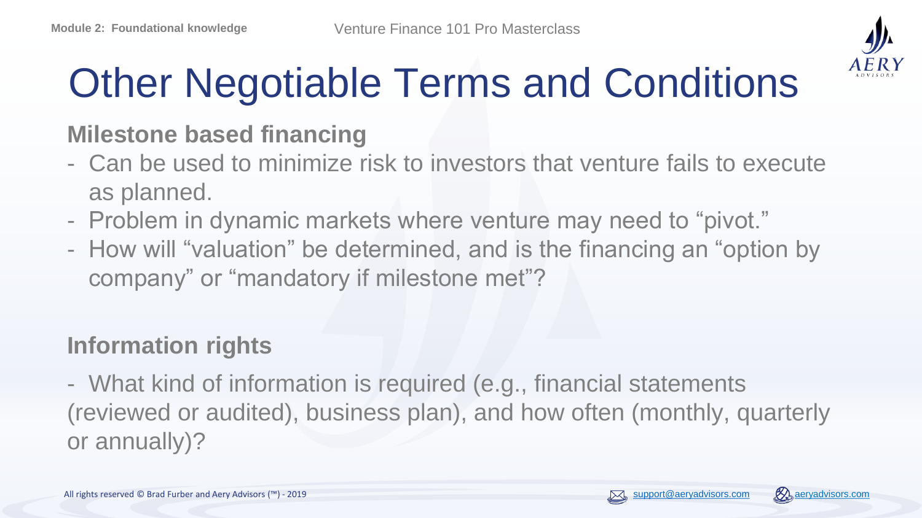# Other Negotiable Terms and Conditions

## Milestone based financing

- Can be used to minimize risk to investors that venture fails to execute as planned.
- Problem in dynamic markets where venture may need to "pivot."
- How will "valuation" be determined, and is the financing an "option by company" or "mandatory if milestone met"?

## Information rights

- What kind of information is required (e.g., financial statements (reviewed or audited), business plan), and how often (monthly, quarterly or annually)?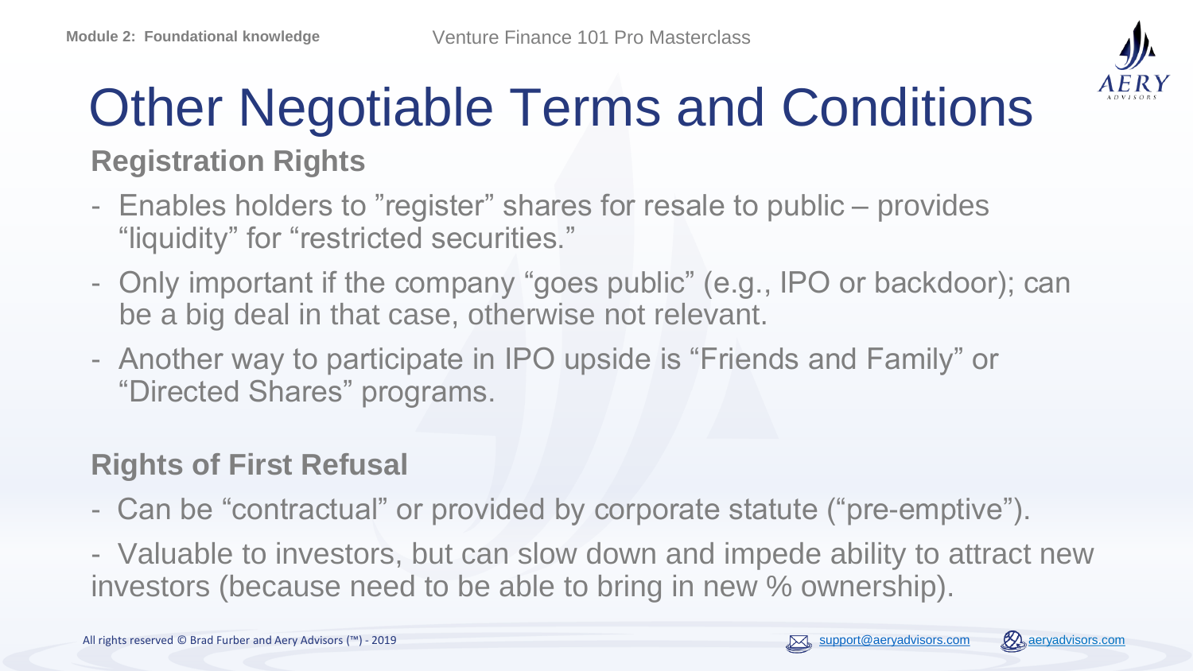# Other Negotiable Terms and Conditions

## Registration Rights

- Enables holders to ”register” shares for resale to public – provides “liquidity” for “restricted securities.”
- Only important if the company “goes public” (e.g., IPO or backdoor); can be a big deal in that case, otherwise not relevant.
- Another way to participate in IPO upside is “Friends and Family” or “Directed Shares” programs.

## Rights of First Refusal

- Can be “contractual” or provided by corporate statute (“pre-emptive”).
- Valuable to investors, but can slow down and impede ability to attract new investors (because need to be able to bring in new % ownership).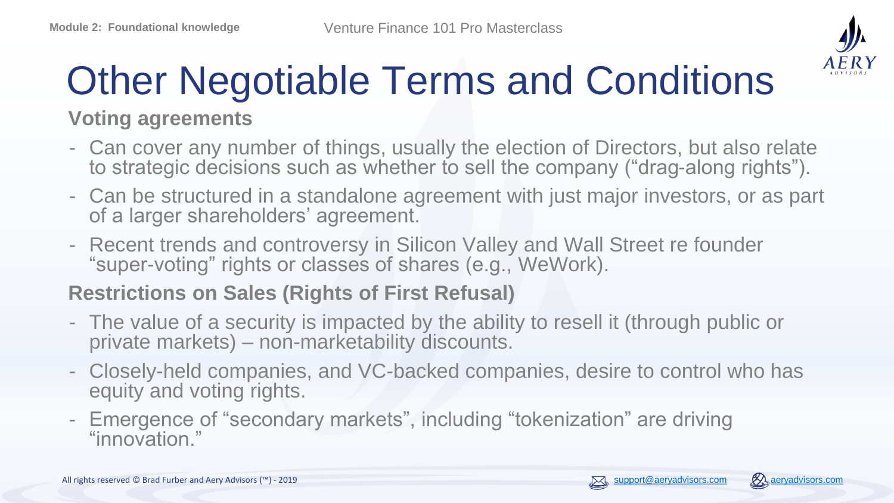# Other Negotiable Terms and Conditions

## Voting agreements

- Can cover any number of things, usually the election of Directors, but also relate to strategic decisions such as whether to sell the company ("drag-along rights").
- Can be structured in a standalone agreement with just major investors, or as part of a larger shareholders' agreement.
- Recent trends and controversy in Silicon Valley and Wall Street re founder "super-voting" rights or classes of shares (e.g., WeWork).

## Restrictions on Sales (Rights of First Refusal)

- The value of a security is impacted by the ability to resell it (through public or private markets) – non-marketability discounts.
- Closely-held companies, and VC-backed companies, desire to control who has equity and voting rights.
- Emergence of "secondary markets", including "tokenization" are driving "innovation."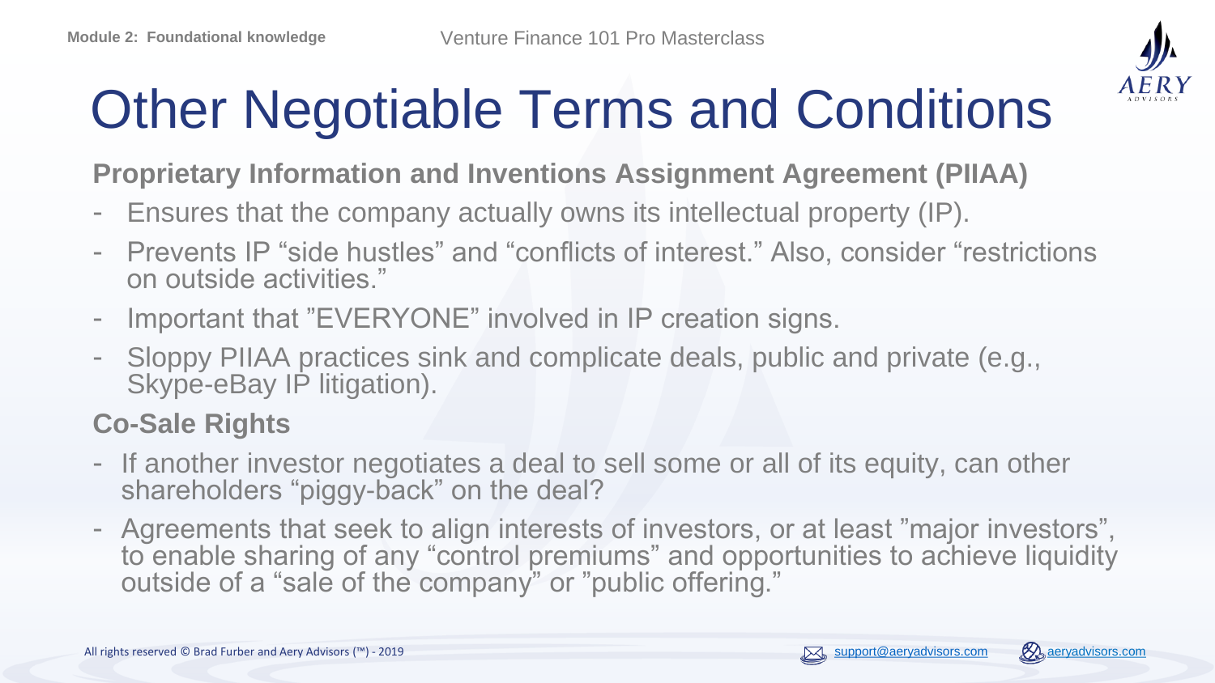# Other Negotiable Terms and Conditions

**Proprietary Information and Inventions Assignment Agreement (PIIAA)**

- Ensures that the company actually owns its intellectual property (IP).
- Prevents IP "side hustles" and "conflicts of interest." Also, consider "restrictions on outside activities."
- Important that "EVERYONE" involved in IP creation signs.
- Sloppy PIIAA practices sink and complicate deals, public and private (e.g., Skype-eBay IP litigation).

**Co-Sale Rights**

- If another investor negotiates a deal to sell some or all of its equity, can other shareholders "piggy-back" on the deal?
- Agreements that seek to align interests of investors, or at least "major investors", to enable sharing of any "control premiums" and opportunities to achieve liquidity outside of a "sale of the company" or "public offering."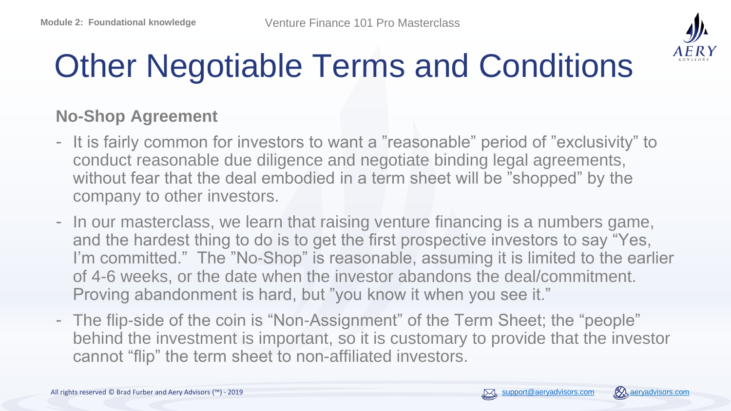# Other Negotiable Terms and Conditions

**No-Shop Agreement**

- It is fairly common for investors to want a ”reasonable” period of ”exclusivity” to conduct reasonable due diligence and negotiate binding legal agreements, without fear that the deal embodied in a term sheet will be ”shopped” by the company to other investors.
- In our masterclass, we learn that raising venture financing is a numbers game, and the hardest thing to do is to get the first prospective investors to say “Yes, I'm committed.” The ”No-Shop” is reasonable, assuming it is limited to the earlier of 4-6 weeks, or the date when the investor abandons the deal/commitment. Proving abandonment is hard, but ”you know it when you see it.”
- The flip-side of the coin is “Non-Assignment” of the Term Sheet; the “people” behind the investment is important, so it is customary to provide that the investor cannot “flip” the term sheet to non-affiliated investors.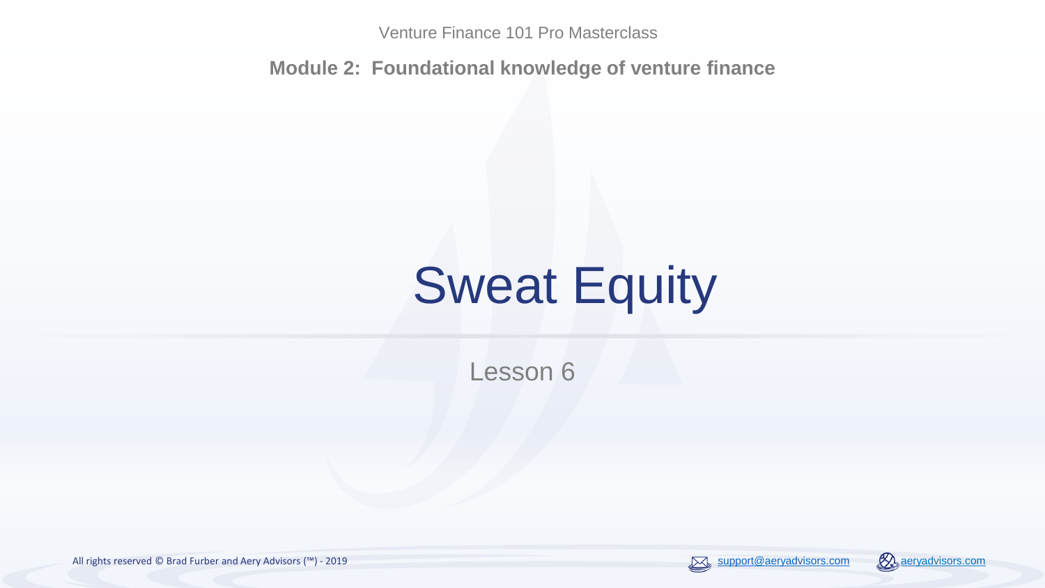Venture Finance 101 Pro Masterclass

**Module 2: Foundational knowledge of venture finance**

# Sweat Equity

Lesson 6

All rights reserved © Brad Furber and Aery Advisors (™) - 2019

support@aeryadvisors.com

aeryadvisors.com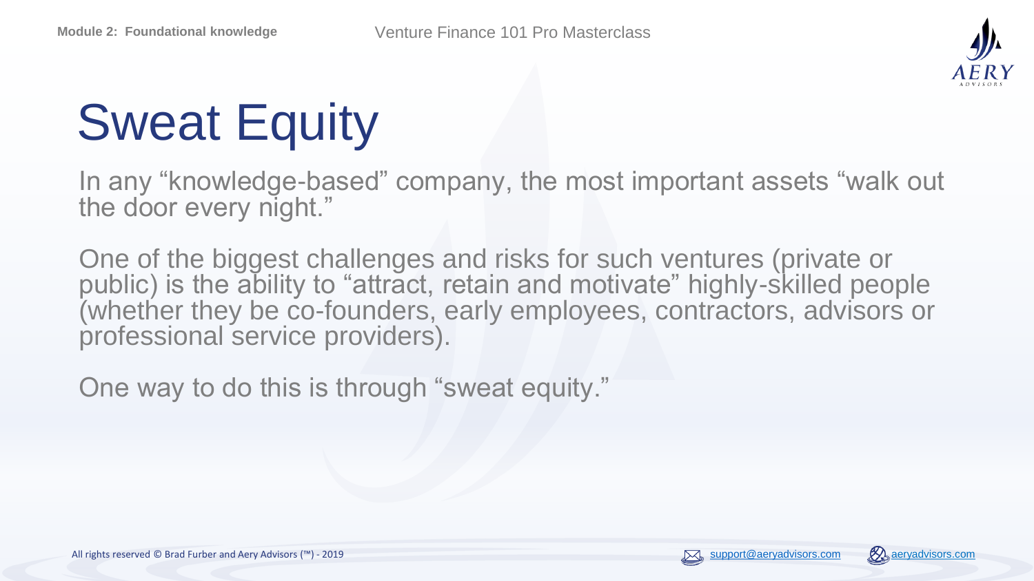# Sweat Equity

In any “knowledge-based” company, the most important assets “walk out the door every night.”

One of the biggest challenges and risks for such ventures (private or public) is the ability to “attract, retain and motivate” highly-skilled people (whether they be co-founders, early employees, contractors, advisors or professional service providers).

One way to do this is through “sweat equity.”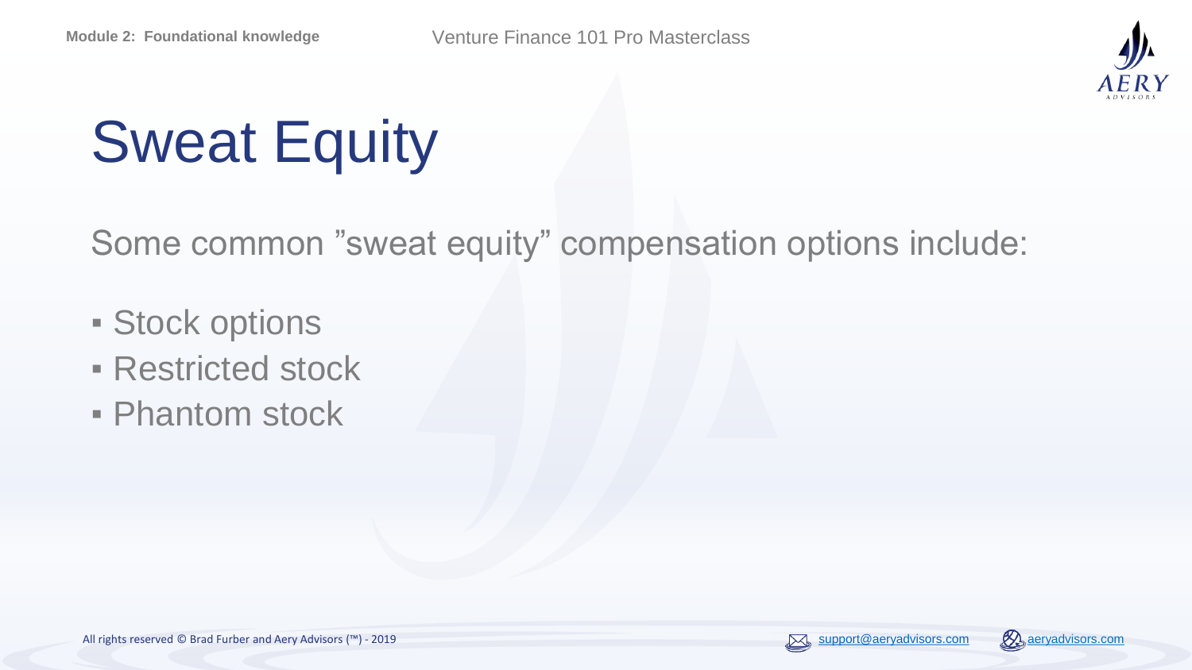# Sweat Equity

Some common ”sweat equity” compensation options include:

- Stock options
- Restricted stock
- Phantom stock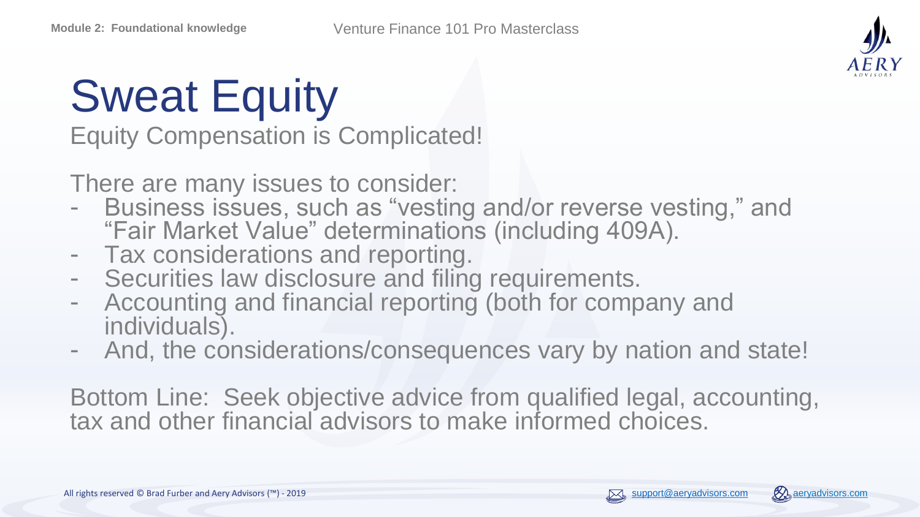# Sweat Equity

## Equity Compensation is Complicated!

There are many issues to consider:

- Business issues, such as "vesting and/or reverse vesting," and "Fair Market Value" determinations (including 409A).
- Tax considerations and reporting.
- Securities law disclosure and filing requirements.
- Accounting and financial reporting (both for company and individuals).
- And, the considerations/consequences vary by nation and state!

Bottom Line: Seek objective advice from qualified legal, accounting, tax and other financial advisors to make informed choices.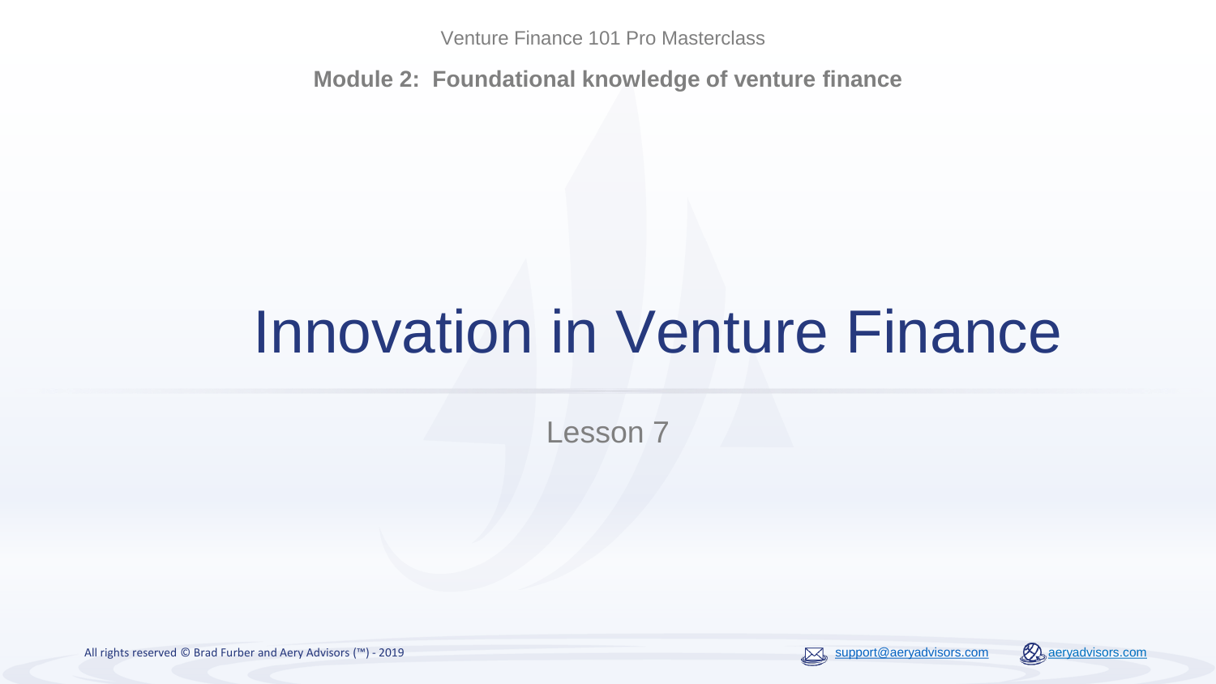Venture Finance 101 Pro Masterclass

**Module 2: Foundational knowledge of venture finance**

# Innovation in Venture Finance

Lesson 7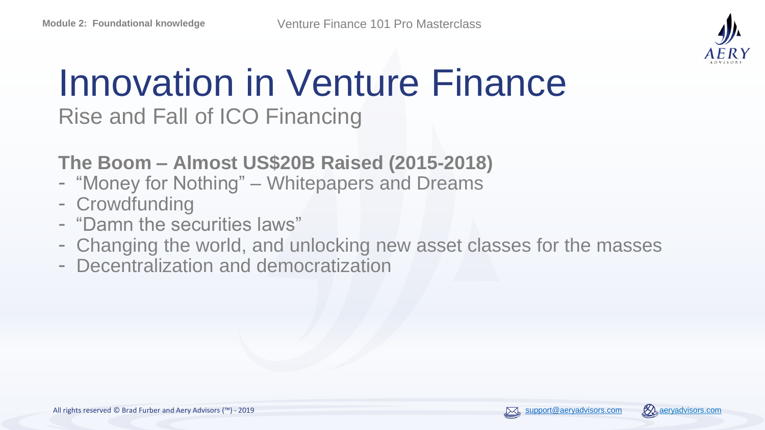# Innovation in Venture Finance

## Rise and Fall of ICO Financing

### The Boom – Almost US$20B Raised (2015-2018)

- "Money for Nothing" – Whitepapers and Dreams
- Crowdfunding
- "Damn the securities laws"
- Changing the world, and unlocking new asset classes for the masses
- Decentralization and democratization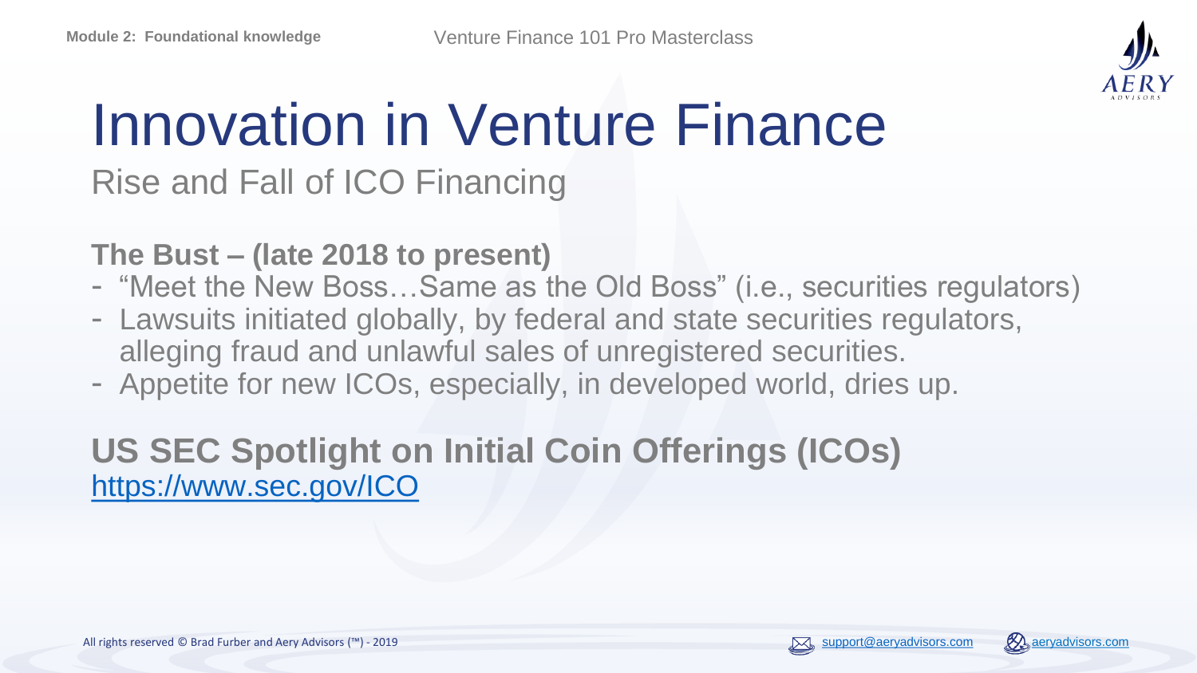# Innovation in Venture Finance

## Rise and Fall of ICO Financing

**The Bust – (late 2018 to present)**

- "Meet the New Boss…Same as the Old Boss" (i.e., securities regulators)
- Lawsuits initiated globally, by federal and state securities regulators, alleging fraud and unlawful sales of unregistered securities.
- Appetite for new ICOs, especially, in developed world, dries up.

**US SEC Spotlight on Initial Coin Offerings (ICOs)**
https://www.sec.gov/ICO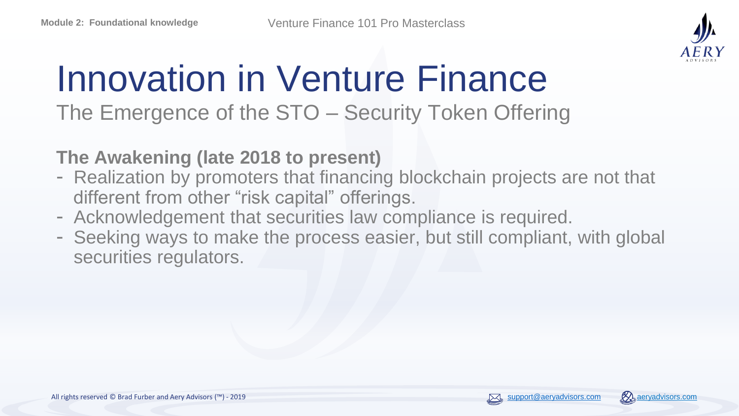# Innovation in Venture Finance

## The Emergence of the STO – Security Token Offering

**The Awakening (late 2018 to present)**

- Realization by promoters that financing blockchain projects are not that different from other "risk capital" offerings.
- Acknowledgement that securities law compliance is required.
- Seeking ways to make the process easier, but still compliant, with global securities regulators.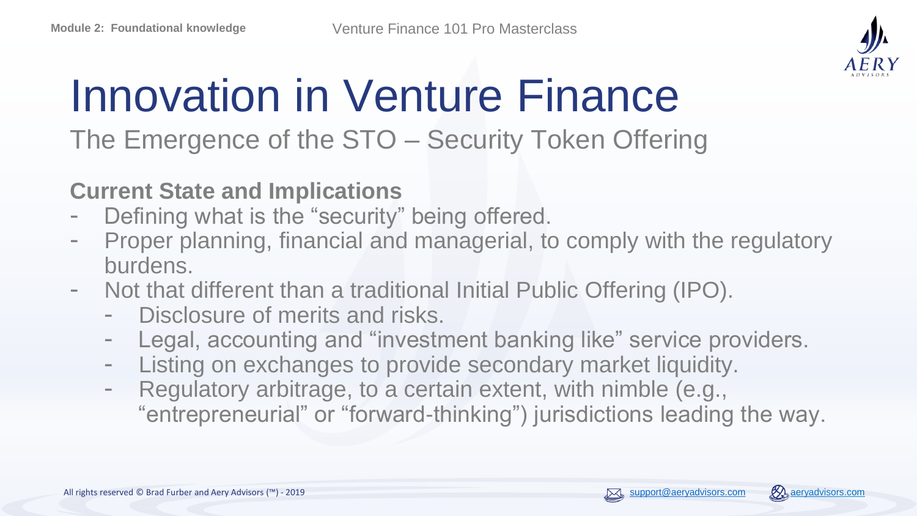# Innovation in Venture Finance

## The Emergence of the STO – Security Token Offering

### Current State and Implications

- Defining what is the "security" being offered.
- Proper planning, financial and managerial, to comply with the regulatory burdens.
- Not that different than a traditional Initial Public Offering (IPO).
  - Disclosure of merits and risks.
  - Legal, accounting and "investment banking like" service providers.
  - Listing on exchanges to provide secondary market liquidity.
  - Regulatory arbitrage, to a certain extent, with nimble (e.g., "entrepreneurial" or "forward-thinking") jurisdictions leading the way.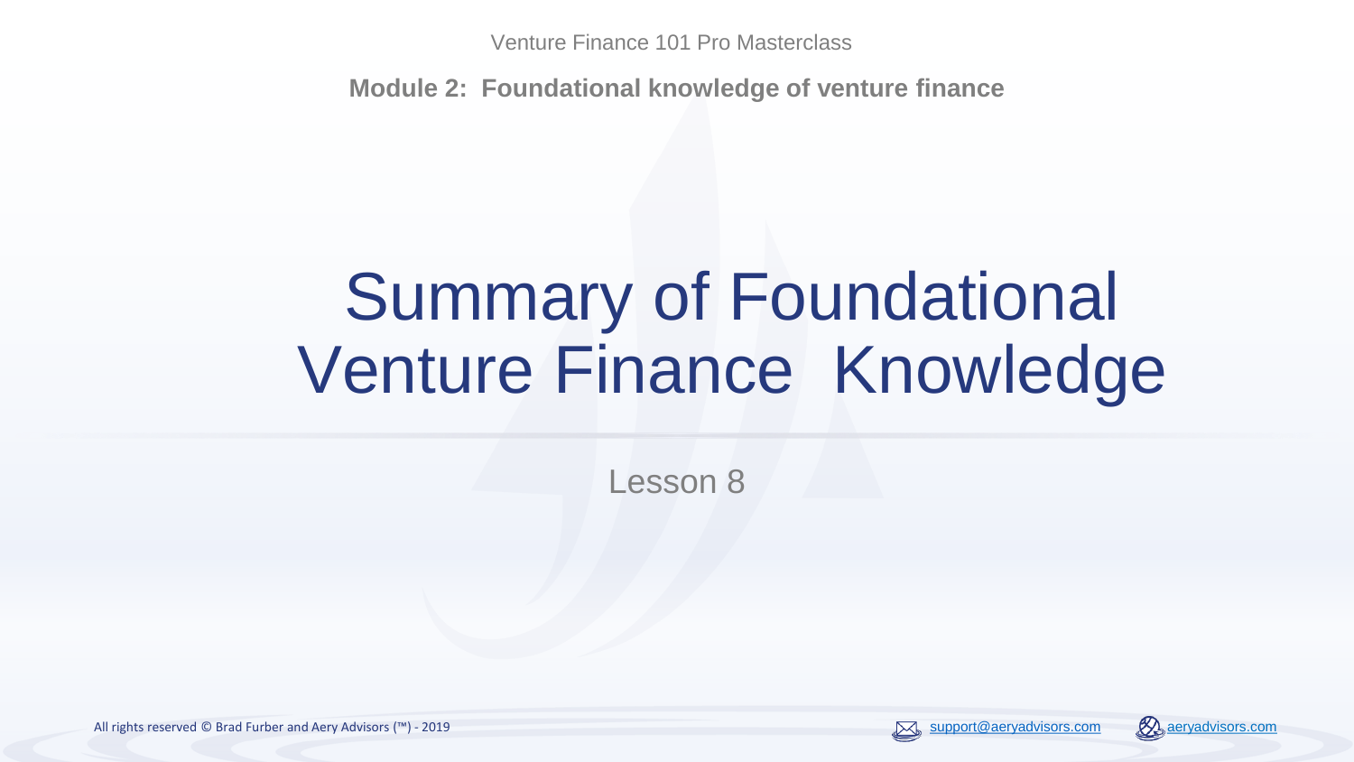Venture Finance 101 Pro Masterclass

**Module 2: Foundational knowledge of venture finance**

# Summary of Foundational Venture Finance Knowledge

Lesson 8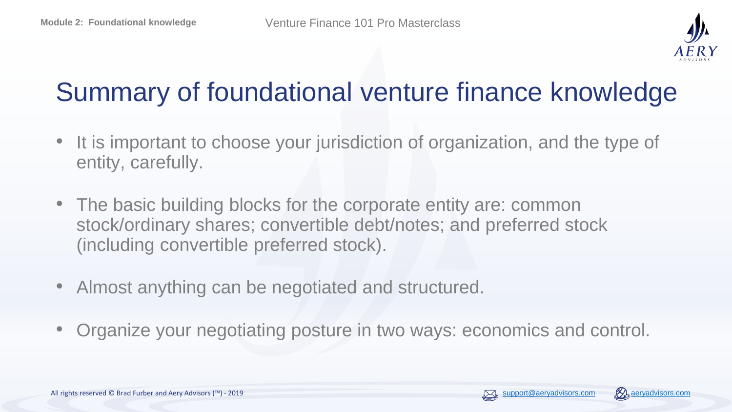# Summary of foundational venture finance knowledge

- It is important to choose your jurisdiction of organization, and the type of entity, carefully.
- The basic building blocks for the corporate entity are: common stock/ordinary shares; convertible debt/notes; and preferred stock (including convertible preferred stock).
- Almost anything can be negotiated and structured.
- Organize your negotiating posture in two ways: economics and control.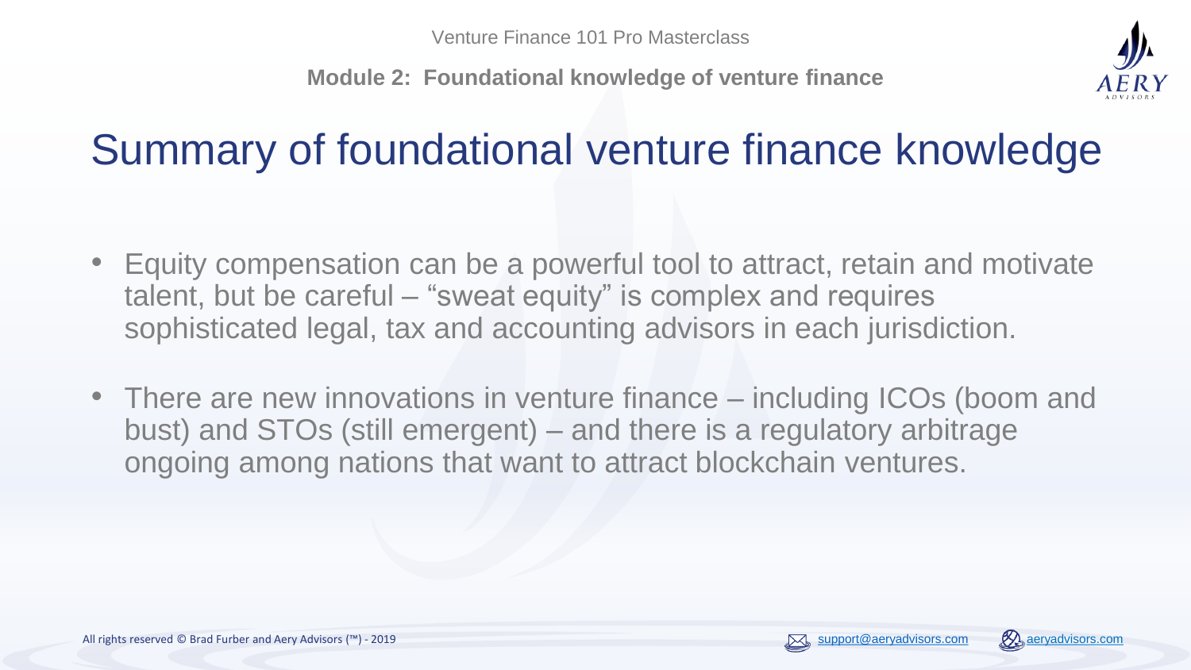# Summary of foundational venture finance knowledge

- Equity compensation can be a powerful tool to attract, retain and motivate talent, but be careful – "sweat equity" is complex and requires sophisticated legal, tax and accounting advisors in each jurisdiction.
- There are new innovations in venture finance – including ICOs (boom and bust) and STOs (still emergent) – and there is a regulatory arbitrage ongoing among nations that want to attract blockchain ventures.